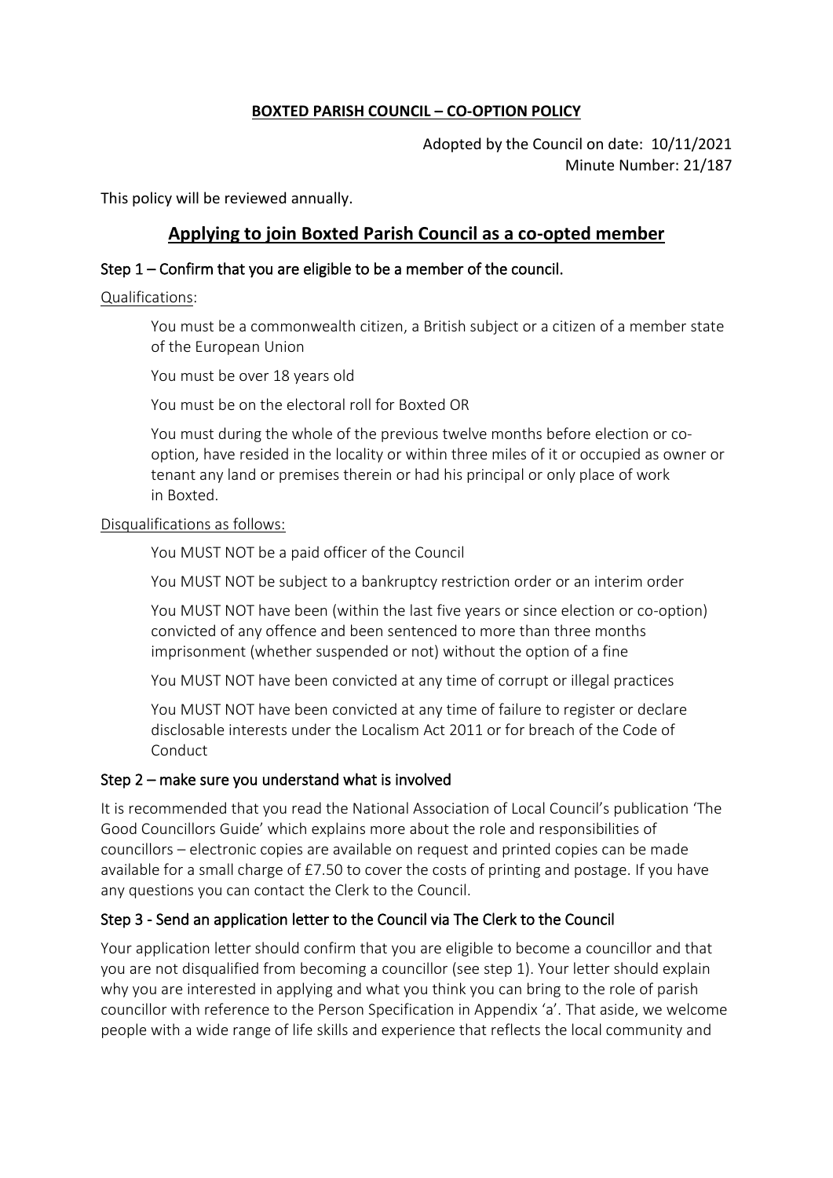**BOXTED PARISH COUNCIL – CO-OPTION POLICY**

Adopted by the Council on date: 10/11/2021
Minute Number: 21/187

This policy will be reviewed annually.

# Applying to join Boxted Parish Council as a co-opted member

## Step 1 – Confirm that you are eligible to be a member of the council.

Qualifications:

You must be a commonwealth citizen, a British subject or a citizen of a member state of the European Union

You must be over 18 years old

You must be on the electoral roll for Boxted OR

You must during the whole of the previous twelve months before election or co-option, have resided in the locality or within three miles of it or occupied as owner or tenant any land or premises therein or had his principal or only place of work in Boxted.

Disqualifications as follows:

You MUST NOT be a paid officer of the Council

You MUST NOT be subject to a bankruptcy restriction order or an interim order

You MUST NOT have been (within the last five years or since election or co-option) convicted of any offence and been sentenced to more than three months imprisonment (whether suspended or not) without the option of a fine

You MUST NOT have been convicted at any time of corrupt or illegal practices

You MUST NOT have been convicted at any time of failure to register or declare disclosable interests under the Localism Act 2011 or for breach of the Code of Conduct

## Step 2 – make sure you understand what is involved

It is recommended that you read the National Association of Local Council's publication 'The Good Councillors Guide' which explains more about the role and responsibilities of councillors – electronic copies are available on request and printed copies can be made available for a small charge of £7.50 to cover the costs of printing and postage. If you have any questions you can contact the Clerk to the Council.

## Step 3 - Send an application letter to the Council via The Clerk to the Council

Your application letter should confirm that you are eligible to become a councillor and that you are not disqualified from becoming a councillor (see step 1). Your letter should explain why you are interested in applying and what you think you can bring to the role of parish councillor with reference to the Person Specification in Appendix 'a'. That aside, we welcome people with a wide range of life skills and experience that reflects the local community and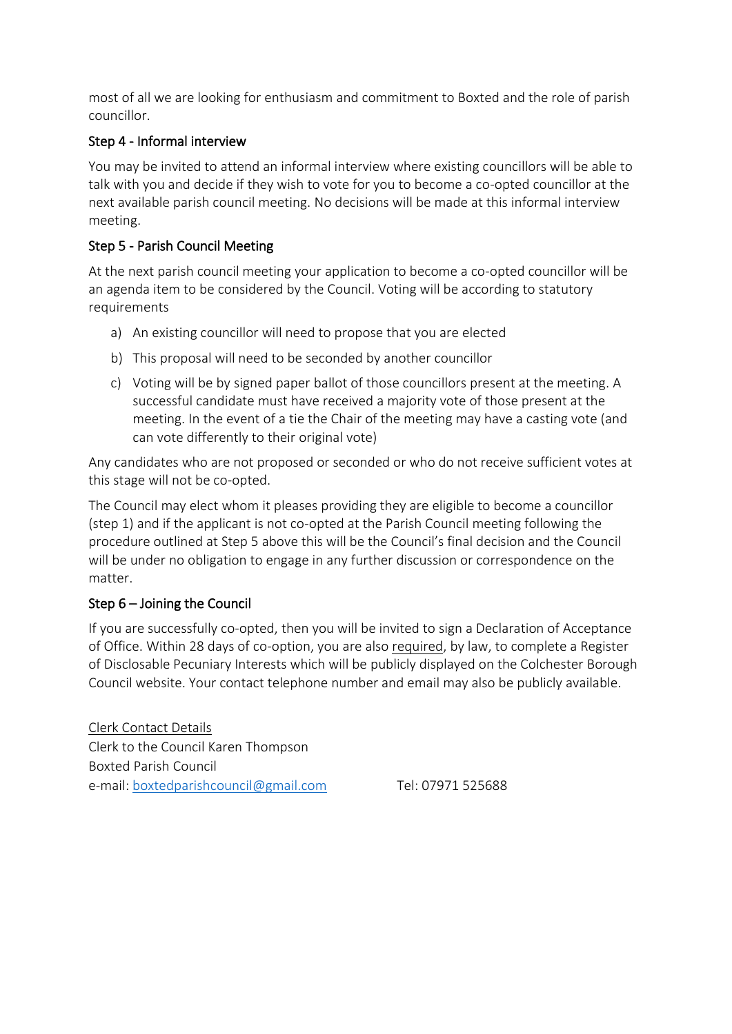most of all we are looking for enthusiasm and commitment to Boxted and the role of parish councillor.

### Step 4 - Informal interview

You may be invited to attend an informal interview where existing councillors will be able to talk with you and decide if they wish to vote for you to become a co-opted councillor at the next available parish council meeting. No decisions will be made at this informal interview meeting.

### Step 5 - Parish Council Meeting

At the next parish council meeting your application to become a co-opted councillor will be an agenda item to be considered by the Council. Voting will be according to statutory requirements

a) An existing councillor will need to propose that you are elected

b) This proposal will need to be seconded by another councillor

c) Voting will be by signed paper ballot of those councillors present at the meeting. A successful candidate must have received a majority vote of those present at the meeting. In the event of a tie the Chair of the meeting may have a casting vote (and can vote differently to their original vote)

Any candidates who are not proposed or seconded or who do not receive sufficient votes at this stage will not be co-opted.

The Council may elect whom it pleases providing they are eligible to become a councillor (step 1) and if the applicant is not co-opted at the Parish Council meeting following the procedure outlined at Step 5 above this will be the Council's final decision and the Council will be under no obligation to engage in any further discussion or correspondence on the matter.

### Step 6 – Joining the Council

If you are successfully co-opted, then you will be invited to sign a Declaration of Acceptance of Office. Within 28 days of co-option, you are also required, by law, to complete a Register of Disclosable Pecuniary Interests which will be publicly displayed on the Colchester Borough Council website. Your contact telephone number and email may also be publicly available.

Clerk Contact Details
Clerk to the Council Karen Thompson
Boxted Parish Council
e-mail: boxtedparishcouncil@gmail.com Tel: 07971 525688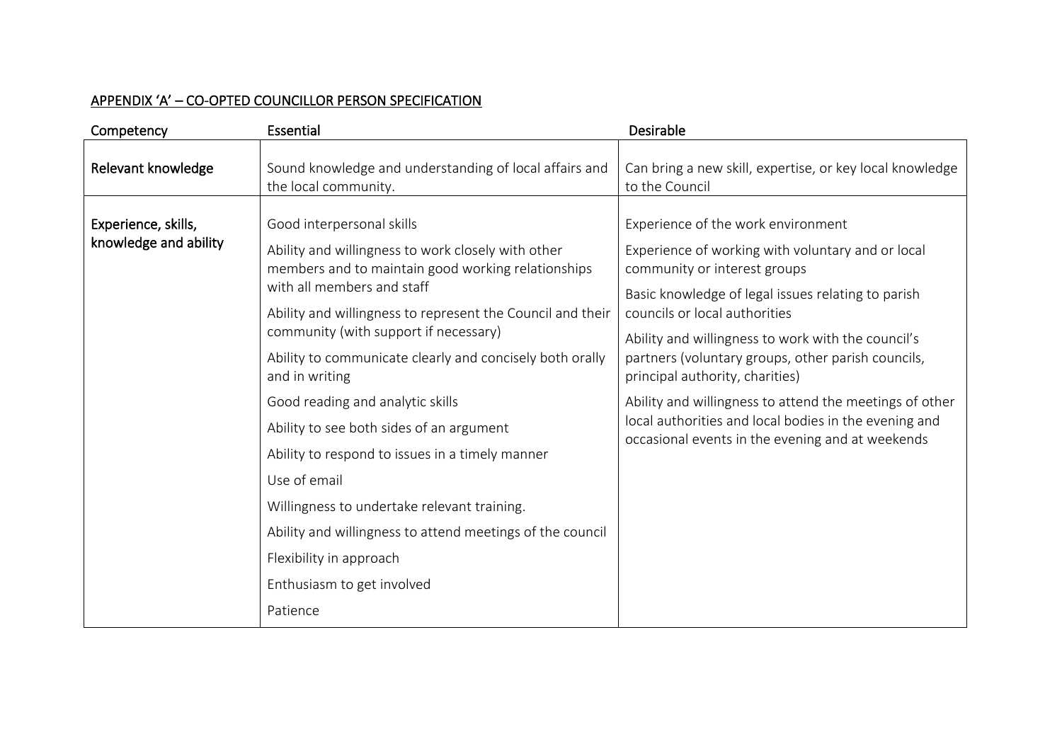## APPENDIX 'A' – CO-OPTED COUNCILLOR PERSON SPECIFICATION

| Competency | Essential | Desirable |
|---|---|---|
| **Relevant knowledge** | Sound knowledge and understanding of local affairs and the local community. | Can bring a new skill, expertise, or key local knowledge to the Council |
| **Experience, skills, knowledge and ability** | Good interpersonal skills<br><br>Ability and willingness to work closely with other members and to maintain good working relationships with all members and staff<br><br>Ability and willingness to represent the Council and their community (with support if necessary)<br><br>Ability to communicate clearly and concisely both orally and in writing<br><br>Good reading and analytic skills<br><br>Ability to see both sides of an argument<br><br>Ability to respond to issues in a timely manner<br><br>Use of email<br><br>Willingness to undertake relevant training.<br><br>Ability and willingness to attend meetings of the council<br><br>Flexibility in approach<br><br>Enthusiasm to get involved<br><br>Patience | Experience of the work environment<br><br>Experience of working with voluntary and or local community or interest groups<br><br>Basic knowledge of legal issues relating to parish councils or local authorities<br><br>Ability and willingness to work with the council's partners (voluntary groups, other parish councils, principal authority, charities)<br><br>Ability and willingness to attend the meetings of other local authorities and local bodies in the evening and occasional events in the evening and at weekends |